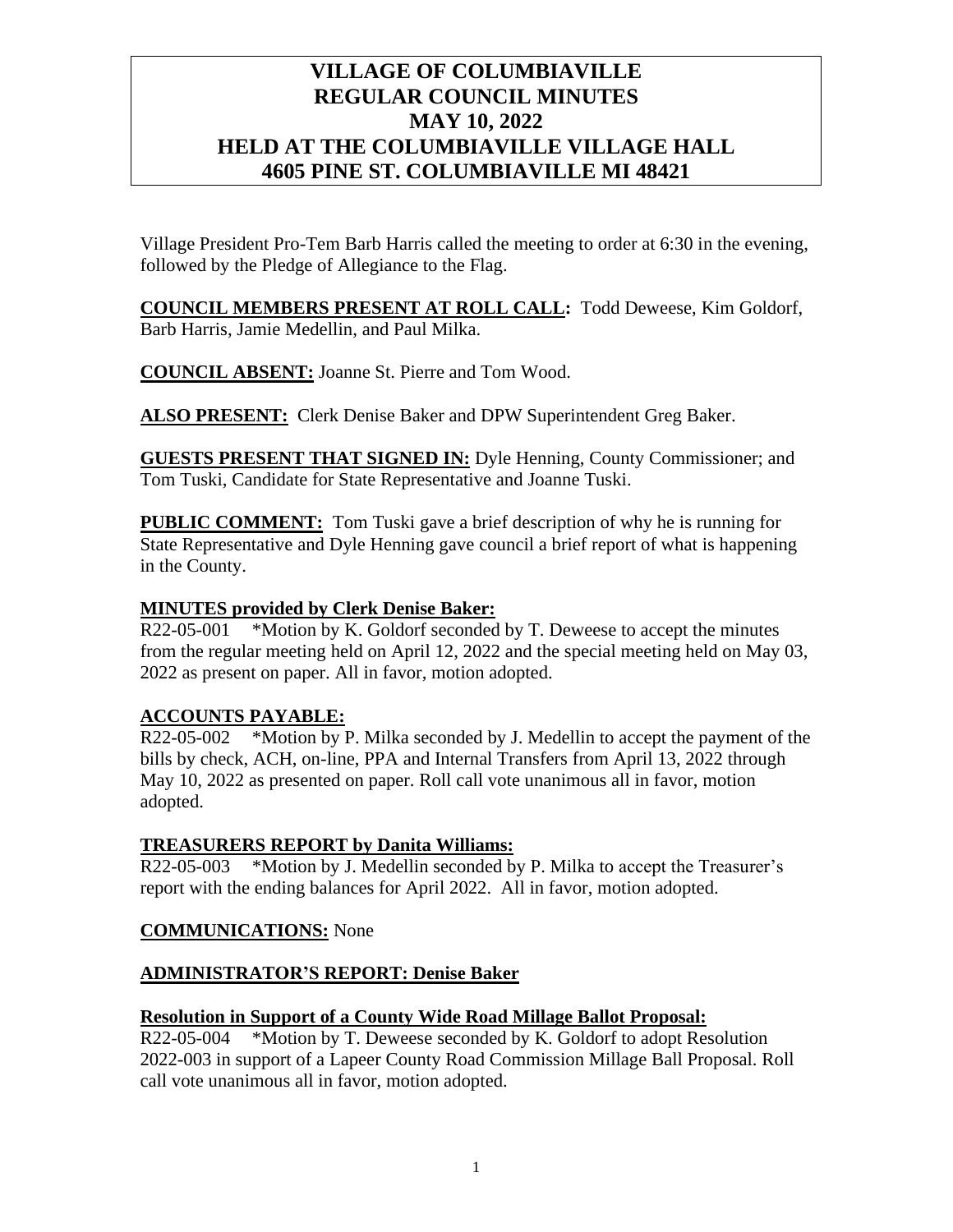# VILLAGE OF COLUMBIAVILLE REGULAR COUNCIL MINUTES MAY 10, 2022 HELD AT THE COLUMBIAVILLE VILLAGE HALL 4605 PINE ST. COLUMBIAVILLE MI 48421

Village President Pro-Tem Barb Harris called the meeting to order at 6:30 in the evening, followed by the Pledge of Allegiance to the Flag.

**COUNCIL MEMBERS PRESENT AT ROLL CALL:** Todd Deweese, Kim Goldorf, Barb Harris, Jamie Medellin, and Paul Milka.

**COUNCIL ABSENT:** Joanne St. Pierre and Tom Wood.

**ALSO PRESENT:** Clerk Denise Baker and DPW Superintendent Greg Baker.

**GUESTS PRESENT THAT SIGNED IN:** Dyle Henning, County Commissioner; and Tom Tuski, Candidate for State Representative and Joanne Tuski.

**PUBLIC COMMENT:** Tom Tuski gave a brief description of why he is running for State Representative and Dyle Henning gave council a brief report of what is happening in the County.

**MINUTES provided by Clerk Denise Baker:**

R22-05-001 *Motion by K. Goldorf seconded by T. Deweese to accept the minutes from the regular meeting held on April 12, 2022 and the special meeting held on May 03, 2022 as present on paper. All in favor, motion adopted.

**ACCOUNTS PAYABLE:**

R22-05-002 *Motion by P. Milka seconded by J. Medellin to accept the payment of the bills by check, ACH, on-line, PPA and Internal Transfers from April 13, 2022 through May 10, 2022 as presented on paper. Roll call vote unanimous all in favor, motion adopted.

**TREASURERS REPORT by Danita Williams:**

R22-05-003 *Motion by J. Medellin seconded by P. Milka to accept the Treasurer's report with the ending balances for April 2022. All in favor, motion adopted.

**COMMUNICATIONS:** None

**ADMINISTRATOR'S REPORT: Denise Baker**

**Resolution in Support of a County Wide Road Millage Ballot Proposal:**

R22-05-004 *Motion by T. Deweese seconded by K. Goldorf to adopt Resolution 2022-003 in support of a Lapeer County Road Commission Millage Ball Proposal. Roll call vote unanimous all in favor, motion adopted.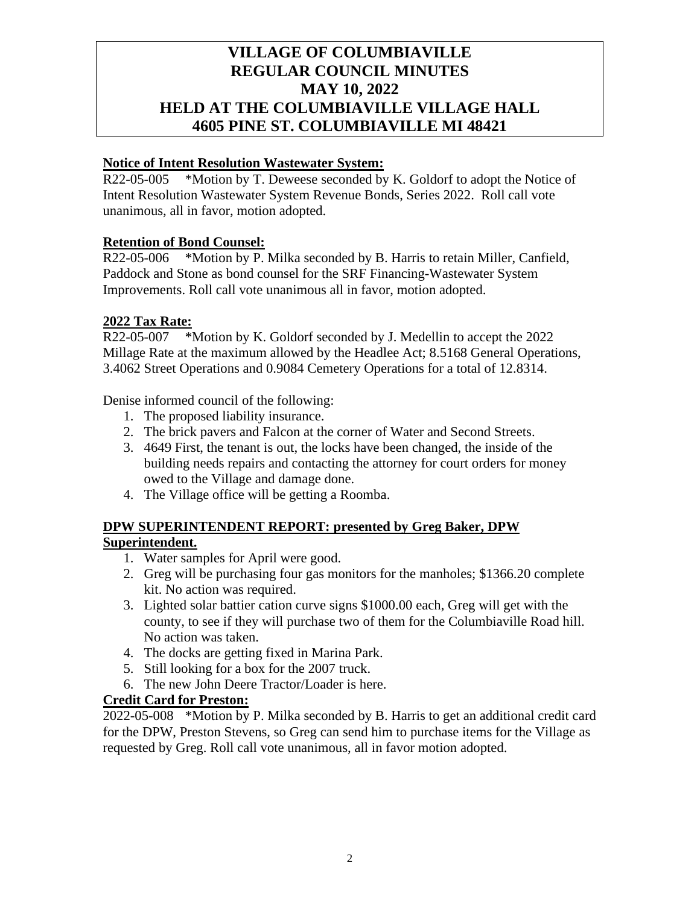# VILLAGE OF COLUMBIAVILLE
# REGULAR COUNCIL MINUTES
# MAY 10, 2022
# HELD AT THE COLUMBIAVILLE VILLAGE HALL
# 4605 PINE ST. COLUMBIAVILLE MI 48421

**Notice of Intent Resolution Wastewater System:**

R22-05-005 *Motion by T. Deweese seconded by K. Goldorf to adopt the Notice of Intent Resolution Wastewater System Revenue Bonds, Series 2022. Roll call vote unanimous, all in favor, motion adopted.

**Retention of Bond Counsel:**

R22-05-006 *Motion by P. Milka seconded by B. Harris to retain Miller, Canfield, Paddock and Stone as bond counsel for the SRF Financing-Wastewater System Improvements. Roll call vote unanimous all in favor, motion adopted.

**2022 Tax Rate:**

R22-05-007 *Motion by K. Goldorf seconded by J. Medellin to accept the 2022 Millage Rate at the maximum allowed by the Headlee Act; 8.5168 General Operations, 3.4062 Street Operations and 0.9084 Cemetery Operations for a total of 12.8314.

Denise informed council of the following:

1. The proposed liability insurance.
2. The brick pavers and Falcon at the corner of Water and Second Streets.
3. 4649 First, the tenant is out, the locks have been changed, the inside of the building needs repairs and contacting the attorney for court orders for money owed to the Village and damage done.
4. The Village office will be getting a Roomba.

**DPW SUPERINTENDENT REPORT: presented by Greg Baker, DPW Superintendent.**

1. Water samples for April were good.
2. Greg will be purchasing four gas monitors for the manholes; $1366.20 complete kit. No action was required.
3. Lighted solar battier cation curve signs $1000.00 each, Greg will get with the county, to see if they will purchase two of them for the Columbiaville Road hill. No action was taken.
4. The docks are getting fixed in Marina Park.
5. Still looking for a box for the 2007 truck.
6. The new John Deere Tractor/Loader is here.

**Credit Card for Preston:**

2022-05-008 *Motion by P. Milka seconded by B. Harris to get an additional credit card for the DPW, Preston Stevens, so Greg can send him to purchase items for the Village as requested by Greg. Roll call vote unanimous, all in favor motion adopted.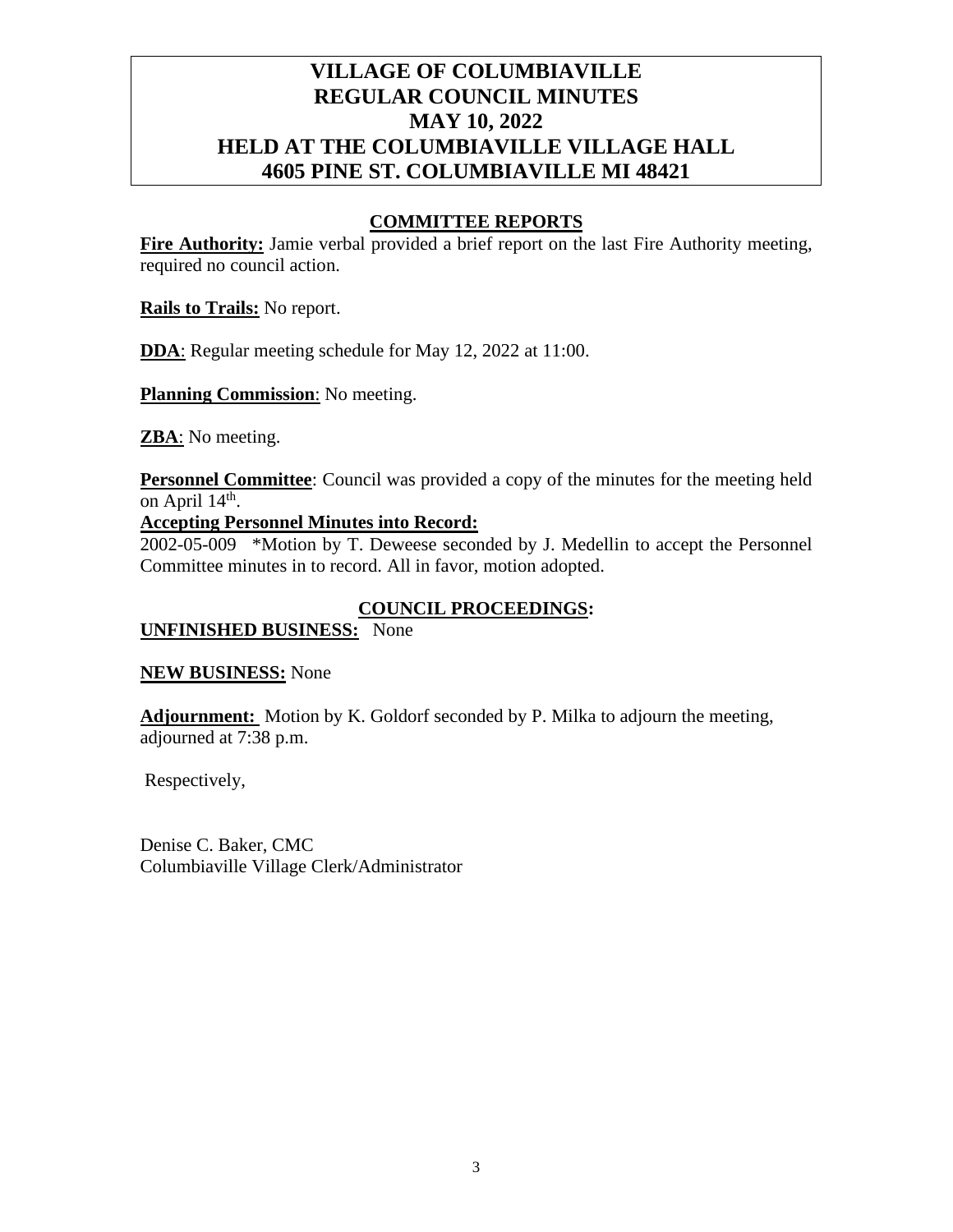# VILLAGE OF COLUMBIAVILLE REGULAR COUNCIL MINUTES MAY 10, 2022 HELD AT THE COLUMBIAVILLE VILLAGE HALL 4605 PINE ST. COLUMBIAVILLE MI 48421

## COMMITTEE REPORTS

**Fire Authority:** Jamie verbal provided a brief report on the last Fire Authority meeting, required no council action.

**Rails to Trails:** No report.

**DDA**: Regular meeting schedule for May 12, 2022 at 11:00.

**Planning Commission**: No meeting.

**ZBA**: No meeting.

**Personnel Committee**: Council was provided a copy of the minutes for the meeting held on April 14th.

**Accepting Personnel Minutes into Record:**

2002-05-009 *Motion by T. Deweese seconded by J. Medellin to accept the Personnel Committee minutes in to record. All in favor, motion adopted.

## COUNCIL PROCEEDINGS:

**UNFINISHED BUSINESS:** None

**NEW BUSINESS:** None

**Adjournment:** Motion by K. Goldorf seconded by P. Milka to adjourn the meeting, adjourned at 7:38 p.m.

Respectively,

Denise C. Baker, CMC
Columbiaville Village Clerk/Administrator